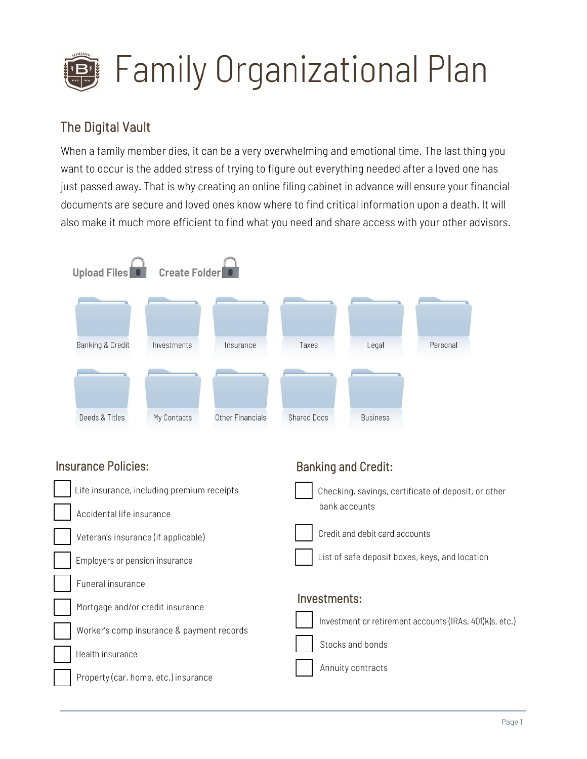# Family Organizational Plan

## The Digital Vault

When a family member dies, it can be a very overwhelming and emotional time. The last thing you want to occur is the added stress of trying to figure out everything needed after a loved one has just passed away. That is why creating an online filing cabinet in advance will ensure your financial documents are secure and loved ones know where to find critical information upon a death. It will also make it much more efficient to find what you need and share access with your other advisors.

Upload Files Create Folder

Banking & Credit | Investments | Insurance | Taxes | Legal | Personal

Deeds & Titles | My Contacts | Other Financials | Shared Docs | Business

### Insurance Policies:

- [ ] Life insurance, including premium receipts
- [ ] Accidental life insurance
- [ ] Veteran's insurance (if applicable)
- [ ] Employers or pension insurance
- [ ] Funeral insurance
- [ ] Mortgage and/or credit insurance
- [ ] Worker's comp insurance & payment records
- [ ] Health insurance
- [ ] Property (car, home, etc.) insurance

### Banking and Credit:

- [ ] Checking, savings, certificate of deposit, or other bank accounts
- [ ] Credit and debit card accounts
- [ ] List of safe deposit boxes, keys, and location

### Investments:

- [ ] Investment or retirement accounts (IRAs, 401(k)s, etc.)
- [ ] Stocks and bonds
- [ ] Annuity contracts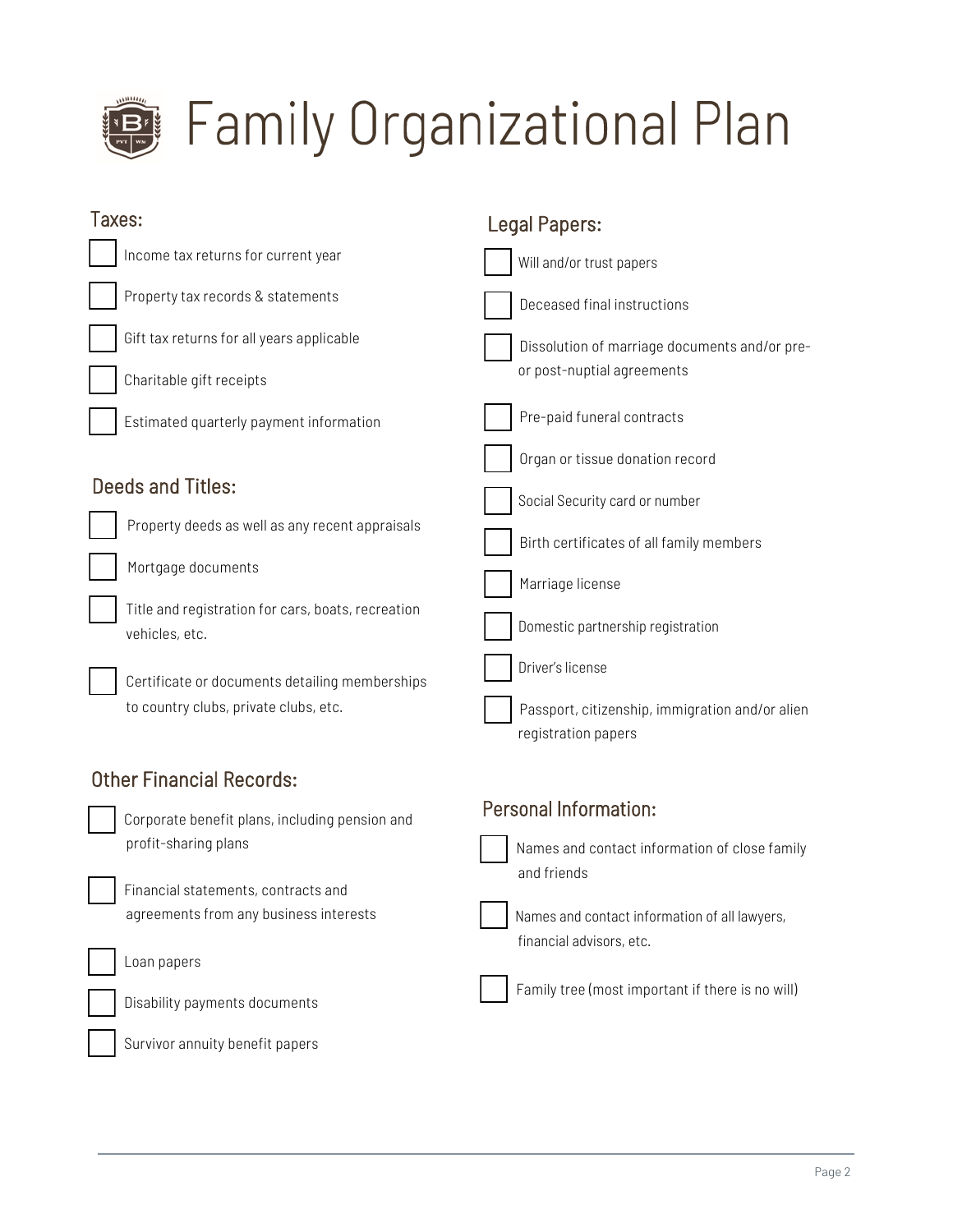# Family Organizational Plan

## Taxes:

- [ ] Income tax returns for current year
- [ ] Property tax records & statements
- [ ] Gift tax returns for all years applicable
- [ ] Charitable gift receipts
- [ ] Estimated quarterly payment information

## Deeds and Titles:

- [ ] Property deeds as well as any recent appraisals
- [ ] Mortgage documents
- [ ] Title and registration for cars, boats, recreation vehicles, etc.
- [ ] Certificate or documents detailing memberships to country clubs, private clubs, etc.

## Other Financial Records:

- [ ] Corporate benefit plans, including pension and profit-sharing plans
- [ ] Financial statements, contracts and agreements from any business interests
- [ ] Loan papers
- [ ] Disability payments documents
- [ ] Survivor annuity benefit papers

## Legal Papers:

- [ ] Will and/or trust papers
- [ ] Deceased final instructions
- [ ] Dissolution of marriage documents and/or pre- or post-nuptial agreements
- [ ] Pre-paid funeral contracts
- [ ] Organ or tissue donation record
- [ ] Social Security card or number
- [ ] Birth certificates of all family members
- [ ] Marriage license
- [ ] Domestic partnership registration
- [ ] Driver's license
- [ ] Passport, citizenship, immigration and/or alien registration papers

## Personal Information:

- [ ] Names and contact information of close family and friends
- [ ] Names and contact information of all lawyers, financial advisors, etc.
- [ ] Family tree (most important if there is no will)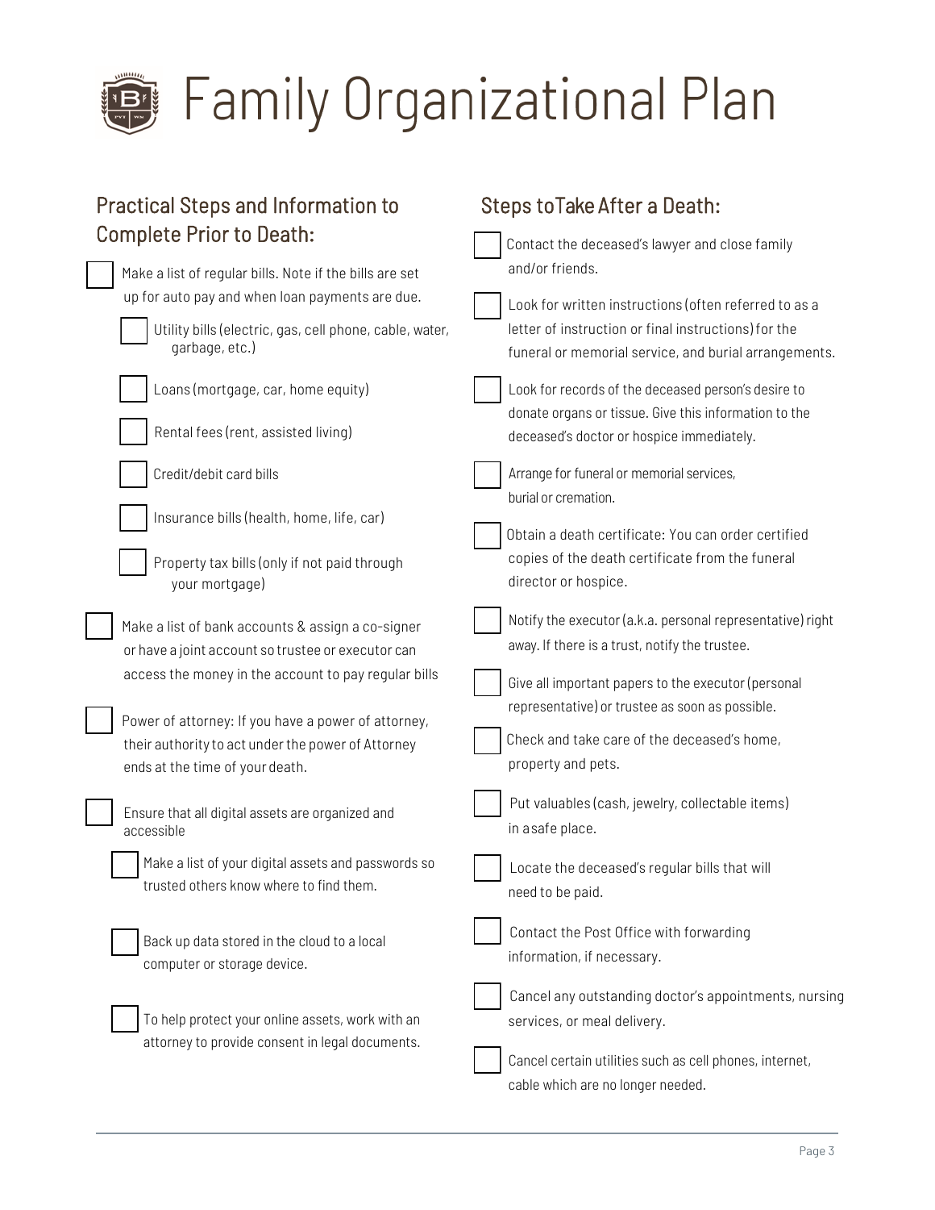# Family Organizational Plan

## Practical Steps and Information to Complete Prior to Death:

- [ ] Make a list of regular bills. Note if the bills are set up for auto pay and when loan payments are due.
    - [ ] Utility bills (electric, gas, cell phone, cable, water, garbage, etc.)
    - [ ] Loans (mortgage, car, home equity)
    - [ ] Rental fees (rent, assisted living)
    - [ ] Credit/debit card bills
    - [ ] Insurance bills (health, home, life, car)
    - [ ] Property tax bills (only if not paid through your mortgage)
- [ ] Make a list of bank accounts & assign a co-signer or have a joint account so trustee or executor can access the money in the account to pay regular bills
- [ ] Power of attorney: If you have a power of attorney, their authority to act under the power of Attorney ends at the time of your death.
- [ ] Ensure that all digital assets are organized and accessible
    - [ ] Make a list of your digital assets and passwords so trusted others know where to find them.
    - [ ] Back up data stored in the cloud to a local computer or storage device.
    - [ ] To help protect your online assets, work with an attorney to provide consent in legal documents.

## Steps toTake After a Death:

- [ ] Contact the deceased's lawyer and close family and/or friends.
- [ ] Look for written instructions (often referred to as a letter of instruction or final instructions) for the funeral or memorial service, and burial arrangements.
- [ ] Look for records of the deceased person's desire to donate organs or tissue. Give this information to the deceased's doctor or hospice immediately.
- [ ] Arrange for funeral or memorial services, burial or cremation.
- [ ] Obtain a death certificate: You can order certified copies of the death certificate from the funeral director or hospice.
- [ ] Notify the executor (a.k.a. personal representative) right away. If there is a trust, notify the trustee.
- [ ] Give all important papers to the executor (personal representative) or trustee as soon as possible.
- [ ] Check and take care of the deceased's home, property and pets.
- [ ] Put valuables (cash, jewelry, collectable items) in a safe place.
- [ ] Locate the deceased's regular bills that will need to be paid.
- [ ] Contact the Post Office with forwarding information, if necessary.
- [ ] Cancel any outstanding doctor's appointments, nursing services, or meal delivery.
- [ ] Cancel certain utilities such as cell phones, internet, cable which are no longer needed.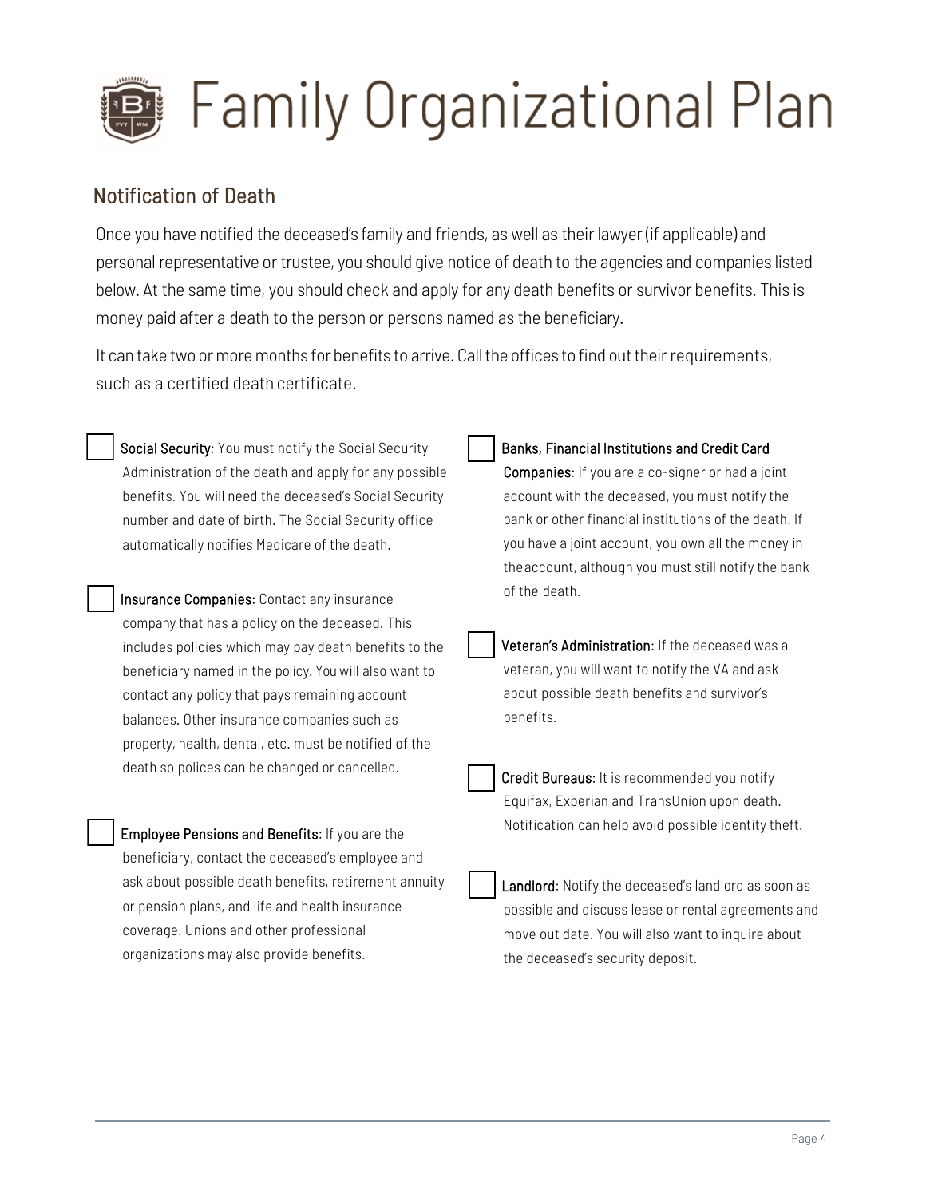# Family Organizational Plan

## Notification of Death

Once you have notified the deceased's family and friends, as well as their lawyer (if applicable) and personal representative or trustee, you should give notice of death to the agencies and companies listed below. At the same time, you should check and apply for any death benefits or survivor benefits. This is money paid after a death to the person or persons named as the beneficiary.

It can take two or more months for benefits to arrive. Call the offices to find out their requirements, such as a certified death certificate.

- [ ] **Social Security**: You must notify the Social Security Administration of the death and apply for any possible benefits. You will need the deceased's Social Security number and date of birth. The Social Security office automatically notifies Medicare of the death.

- [ ] **Insurance Companies**: Contact any insurance company that has a policy on the deceased. This includes policies which may pay death benefits to the beneficiary named in the policy. You will also want to contact any policy that pays remaining account balances. Other insurance companies such as property, health, dental, etc. must be notified of the death so polices can be changed or cancelled.

- [ ] **Employee Pensions and Benefits**: If you are the beneficiary, contact the deceased's employee and ask about possible death benefits, retirement annuity or pension plans, and life and health insurance coverage. Unions and other professional organizations may also provide benefits.

- [ ] **Banks, Financial Institutions and Credit Card Companies**: If you are a co-signer or had a joint account with the deceased, you must notify the bank or other financial institutions of the death. If you have a joint account, you own all the money in the account, although you must still notify the bank of the death.

- [ ] **Veteran's Administration**: If the deceased was a veteran, you will want to notify the VA and ask about possible death benefits and survivor's benefits.

- [ ] **Credit Bureaus**: It is recommended you notify Equifax, Experian and TransUnion upon death. Notification can help avoid possible identity theft.

- [ ] **Landlord**: Notify the deceased's landlord as soon as possible and discuss lease or rental agreements and move out date. You will also want to inquire about the deceased's security deposit.